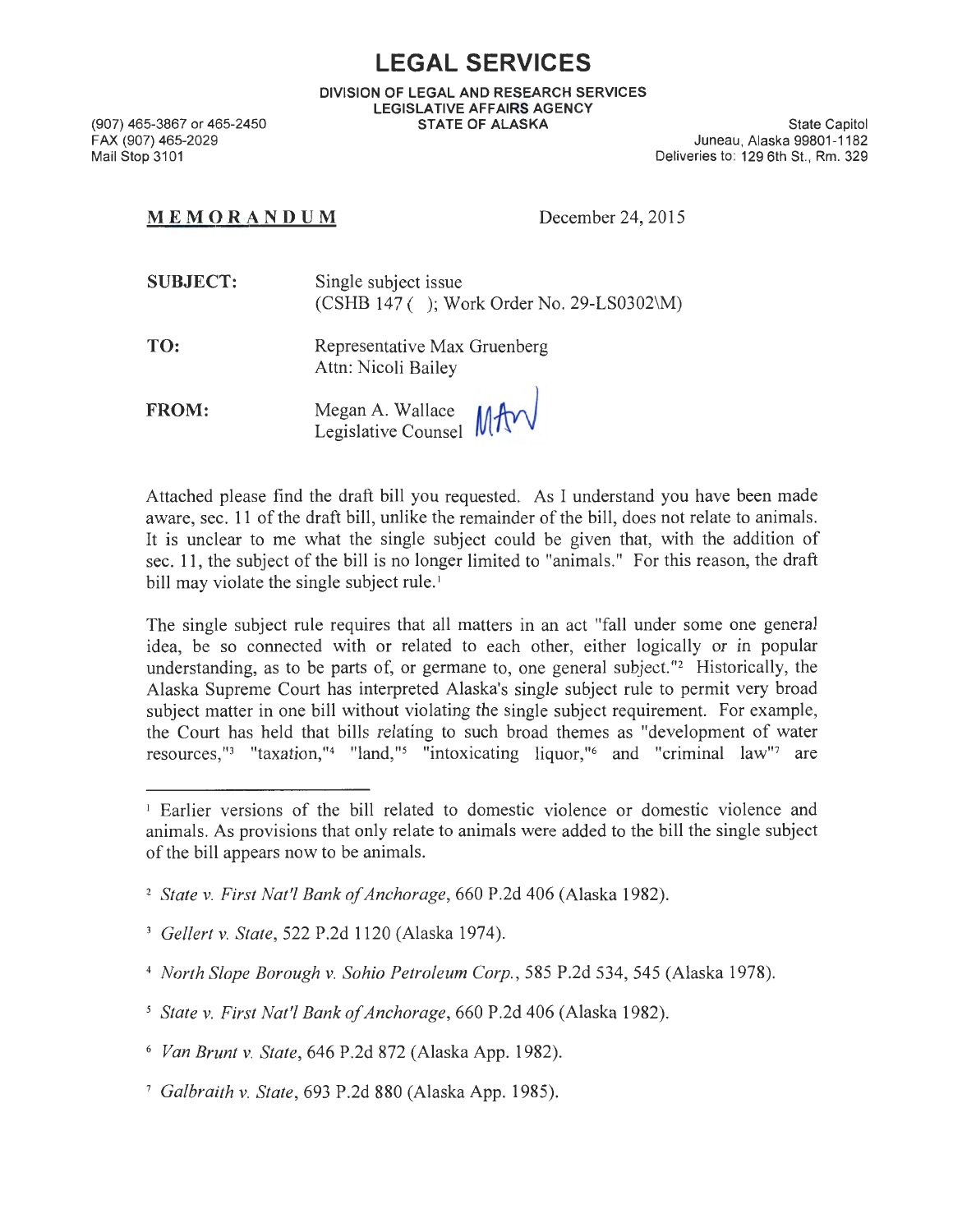# LEGAL SERVICES

**DIVISION OF LEGAL AND RESEARCH SERVICES**
**LEGISLATIVE AFFAIRS AGENCY**
**STATE OF ALASKA**

(907) 465-3867 or 465-2450
FAX (907) 465-2029
Mail Stop 3101

State Capitol
Juneau, Alaska 99801-1182
Deliveries to: 129 6th St., Rm. 329

**MEMORANDUM** December 24, 2015

**SUBJECT:** Single subject issue
(CSHB 147 ( ); Work Order No. 29-LS0302\M)

**TO:** Representative Max Gruenberg
Attn: Nicoli Bailey

**FROM:** Megan A. Wallace
Legislative Counsel

Attached please find the draft bill you requested. As I understand you have been made aware, sec. 11 of the draft bill, unlike the remainder of the bill, does not relate to animals. It is unclear to me what the single subject could be given that, with the addition of sec. 11, the subject of the bill is no longer limited to "animals." For this reason, the draft bill may violate the single subject rule.[1]

The single subject rule requires that all matters in an act "fall under some one general idea, be so connected with or related to each other, either logically or in popular understanding, as to be parts of, or germane to, one general subject."[2] Historically, the Alaska Supreme Court has interpreted Alaska's single subject rule to permit very broad subject matter in one bill without violating the single subject requirement. For example, the Court has held that bills relating to such broad themes as "development of water resources,"[3] "taxation,"[4] "land,"[5] "intoxicating liquor,"[6] and "criminal law"[7] are

---

[1] Earlier versions of the bill related to domestic violence or domestic violence and animals. As provisions that only relate to animals were added to the bill the single subject of the bill appears now to be animals.

[2] *State v. First Nat'l Bank of Anchorage*, 660 P.2d 406 (Alaska 1982).

[3] *Gellert v. State*, 522 P.2d 1120 (Alaska 1974).

[4] *North Slope Borough v. Sohio Petroleum Corp.*, 585 P.2d 534, 545 (Alaska 1978).

[5] *State v. First Nat'l Bank of Anchorage*, 660 P.2d 406 (Alaska 1982).

[6] *Van Brunt v. State*, 646 P.2d 872 (Alaska App. 1982).

[7] *Galbraith v. State*, 693 P.2d 880 (Alaska App. 1985).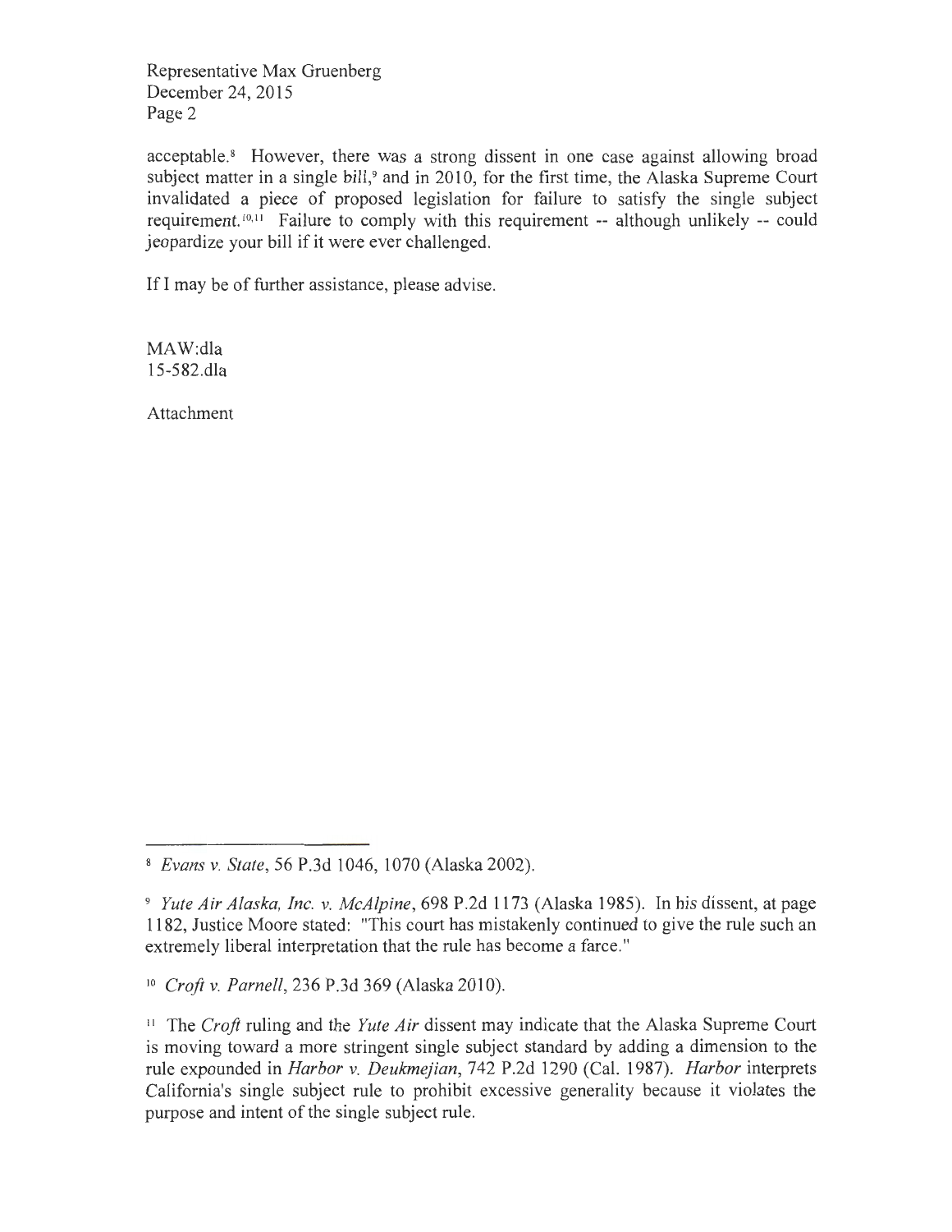acceptable.[8] However, there was a strong dissent in one case against allowing broad subject matter in a single bill,[9] and in 2010, for the first time, the Alaska Supreme Court invalidated a piece of proposed legislation for failure to satisfy the single subject requirement.[10,11] Failure to comply with this requirement -- although unlikely -- could jeopardize your bill if it were ever challenged.

If I may be of further assistance, please advise.

MAW:dla
15-582.dla

Attachment

---

[8] *Evans v. State*, 56 P.3d 1046, 1070 (Alaska 2002).

[9] *Yute Air Alaska, Inc. v. McAlpine*, 698 P.2d 1173 (Alaska 1985). In his dissent, at page 1182, Justice Moore stated: "This court has mistakenly continued to give the rule such an extremely liberal interpretation that the rule has become a farce."

[10] *Croft v. Parnell*, 236 P.3d 369 (Alaska 2010).

[11] The *Croft* ruling and the *Yute Air* dissent may indicate that the Alaska Supreme Court is moving toward a more stringent single subject standard by adding a dimension to the rule expounded in *Harbor v. Deukmejian*, 742 P.2d 1290 (Cal. 1987). *Harbor* interprets California's single subject rule to prohibit excessive generality because it violates the purpose and intent of the single subject rule.